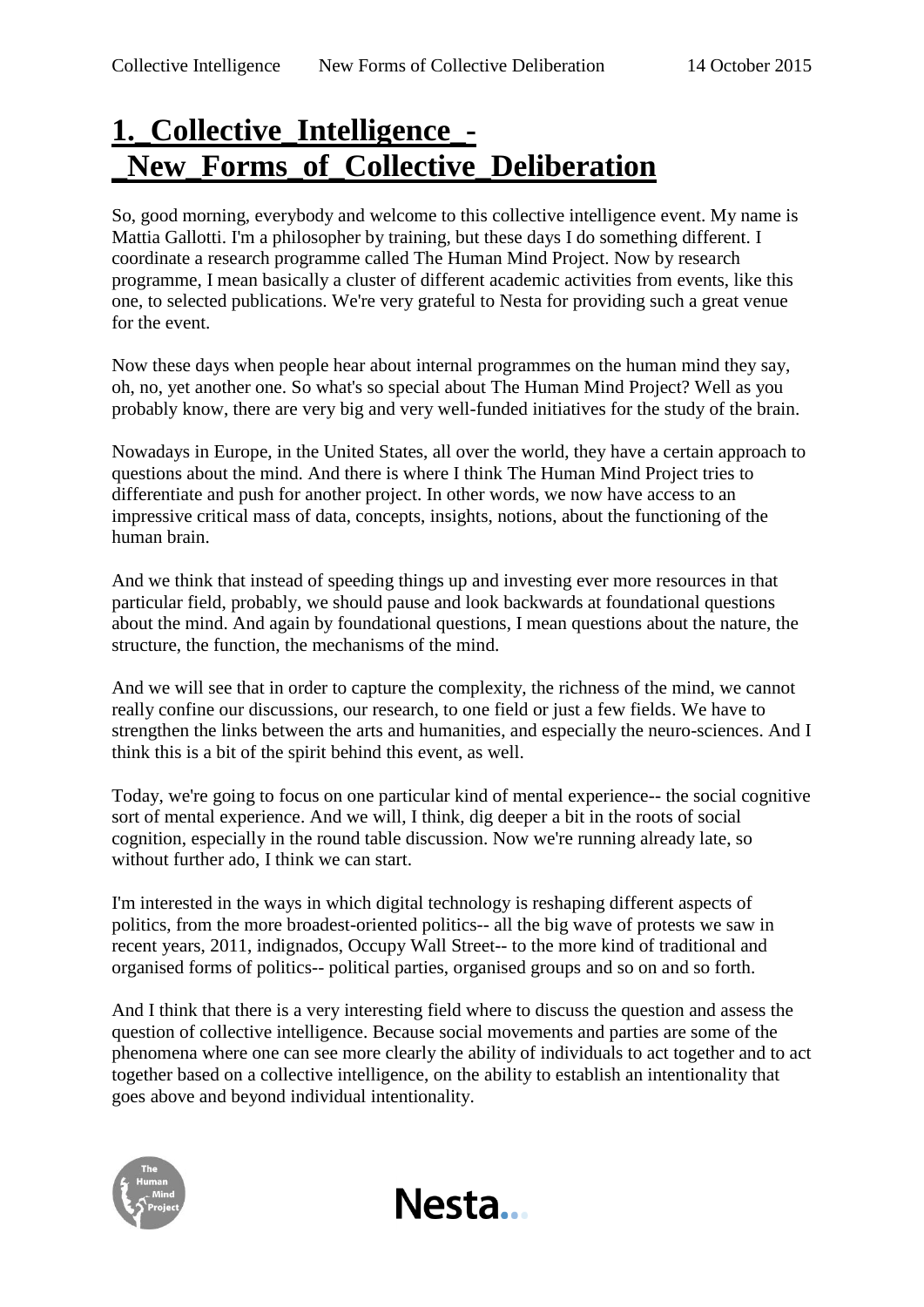# 1._Collective_Intelligence_-_New_Forms_of_Collective_Deliberation

So, good morning, everybody and welcome to this collective intelligence event. My name is Mattia Gallotti. I'm a philosopher by training, but these days I do something different. I coordinate a research programme called The Human Mind Project. Now by research programme, I mean basically a cluster of different academic activities from events, like this one, to selected publications. We're very grateful to Nesta for providing such a great venue for the event.

Now these days when people hear about internal programmes on the human mind they say, oh, no, yet another one. So what's so special about The Human Mind Project? Well as you probably know, there are very big and very well-funded initiatives for the study of the brain.

Nowadays in Europe, in the United States, all over the world, they have a certain approach to questions about the mind. And there is where I think The Human Mind Project tries to differentiate and push for another project. In other words, we now have access to an impressive critical mass of data, concepts, insights, notions, about the functioning of the human brain.

And we think that instead of speeding things up and investing ever more resources in that particular field, probably, we should pause and look backwards at foundational questions about the mind. And again by foundational questions, I mean questions about the nature, the structure, the function, the mechanisms of the mind.

And we will see that in order to capture the complexity, the richness of the mind, we cannot really confine our discussions, our research, to one field or just a few fields. We have to strengthen the links between the arts and humanities, and especially the neuro-sciences. And I think this is a bit of the spirit behind this event, as well.

Today, we're going to focus on one particular kind of mental experience-- the social cognitive sort of mental experience. And we will, I think, dig deeper a bit in the roots of social cognition, especially in the round table discussion. Now we're running already late, so without further ado, I think we can start.

I'm interested in the ways in which digital technology is reshaping different aspects of politics, from the more broadest-oriented politics-- all the big wave of protests we saw in recent years, 2011, indignados, Occupy Wall Street-- to the more kind of traditional and organised forms of politics-- political parties, organised groups and so on and so forth.

And I think that there is a very interesting field where to discuss the question and assess the question of collective intelligence. Because social movements and parties are some of the phenomena where one can see more clearly the ability of individuals to act together and to act together based on a collective intelligence, on the ability to establish an intentionality that goes above and beyond individual intentionality.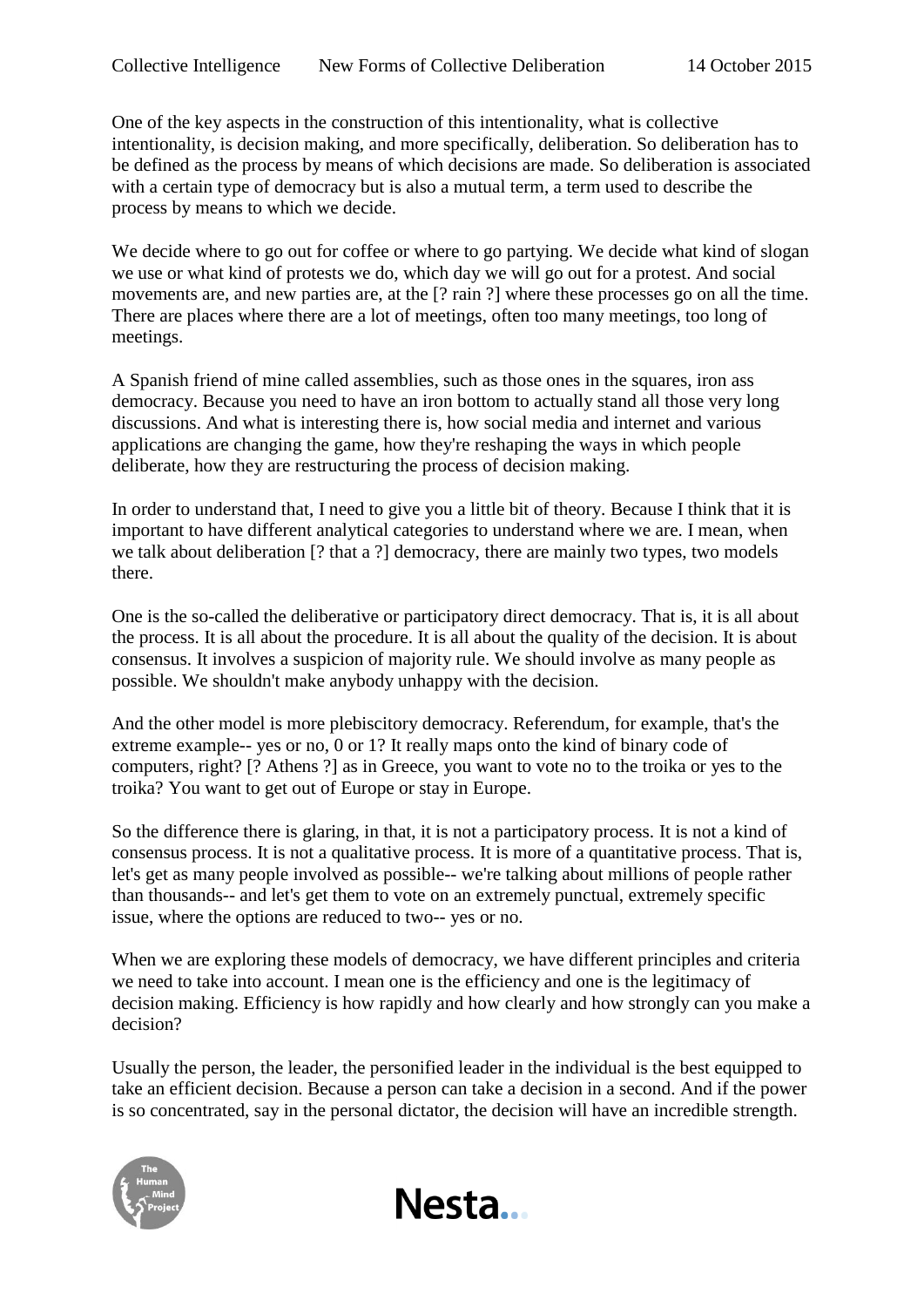One of the key aspects in the construction of this intentionality, what is collective intentionality, is decision making, and more specifically, deliberation. So deliberation has to be defined as the process by means of which decisions are made. So deliberation is associated with a certain type of democracy but is also a mutual term, a term used to describe the process by means to which we decide.

We decide where to go out for coffee or where to go partying. We decide what kind of slogan we use or what kind of protests we do, which day we will go out for a protest. And social movements are, and new parties are, at the [? rain ?] where these processes go on all the time. There are places where there are a lot of meetings, often too many meetings, too long of meetings.

A Spanish friend of mine called assemblies, such as those ones in the squares, iron ass democracy. Because you need to have an iron bottom to actually stand all those very long discussions. And what is interesting there is, how social media and internet and various applications are changing the game, how they're reshaping the ways in which people deliberate, how they are restructuring the process of decision making.

In order to understand that, I need to give you a little bit of theory. Because I think that it is important to have different analytical categories to understand where we are. I mean, when we talk about deliberation [? that a ?] democracy, there are mainly two types, two models there.

One is the so-called the deliberative or participatory direct democracy. That is, it is all about the process. It is all about the procedure. It is all about the quality of the decision. It is about consensus. It involves a suspicion of majority rule. We should involve as many people as possible. We shouldn't make anybody unhappy with the decision.

And the other model is more plebiscitory democracy. Referendum, for example, that's the extreme example-- yes or no, 0 or 1? It really maps onto the kind of binary code of computers, right? [? Athens ?] as in Greece, you want to vote no to the troika or yes to the troika? You want to get out of Europe or stay in Europe.

So the difference there is glaring, in that, it is not a participatory process. It is not a kind of consensus process. It is not a qualitative process. It is more of a quantitative process. That is, let's get as many people involved as possible-- we're talking about millions of people rather than thousands-- and let's get them to vote on an extremely punctual, extremely specific issue, where the options are reduced to two-- yes or no.

When we are exploring these models of democracy, we have different principles and criteria we need to take into account. I mean one is the efficiency and one is the legitimacy of decision making. Efficiency is how rapidly and how clearly and how strongly can you make a decision?

Usually the person, the leader, the personified leader in the individual is the best equipped to take an efficient decision. Because a person can take a decision in a second. And if the power is so concentrated, say in the personal dictator, the decision will have an incredible strength.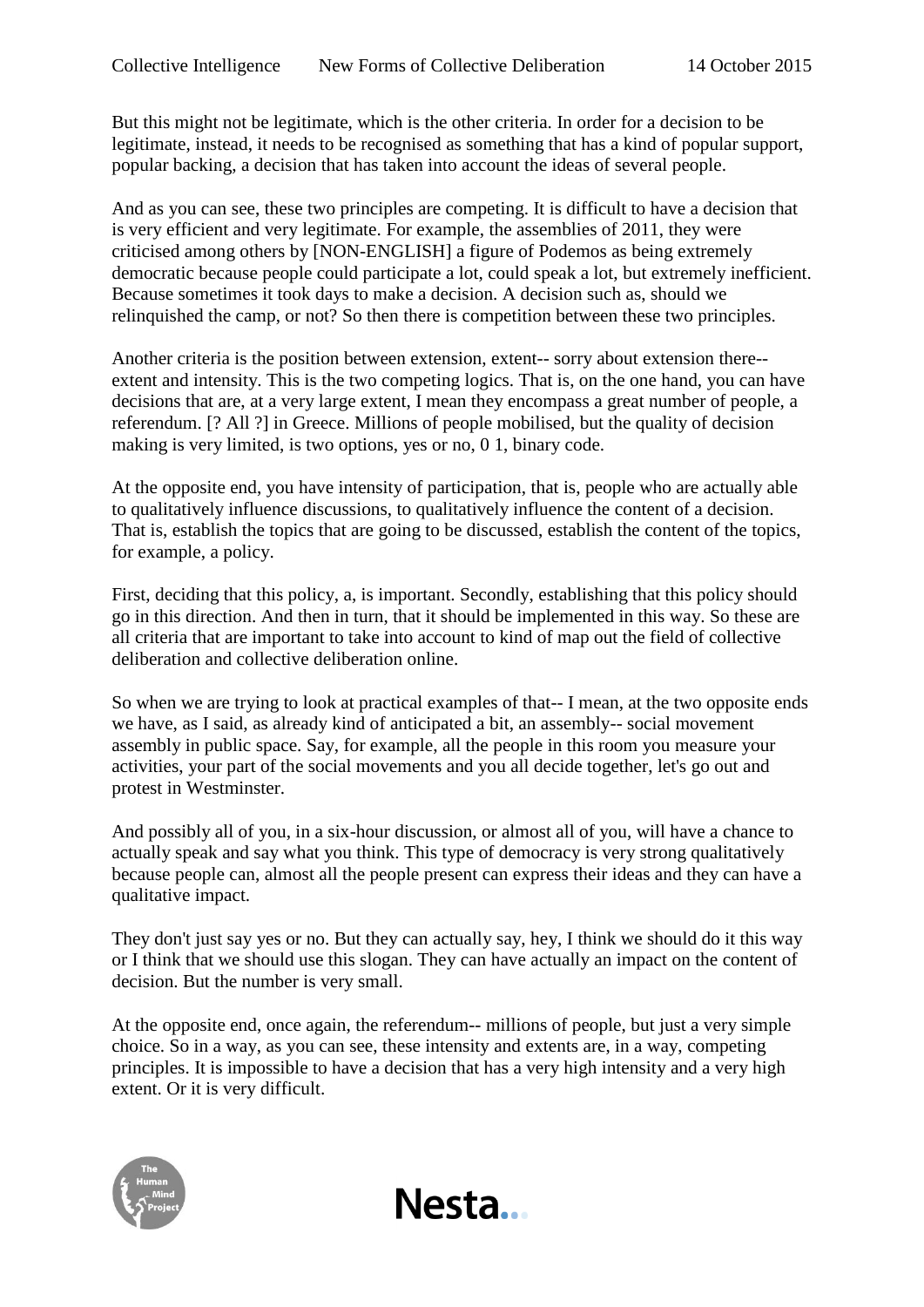But this might not be legitimate, which is the other criteria. In order for a decision to be legitimate, instead, it needs to be recognised as something that has a kind of popular support, popular backing, a decision that has taken into account the ideas of several people.

And as you can see, these two principles are competing. It is difficult to have a decision that is very efficient and very legitimate. For example, the assemblies of 2011, they were criticised among others by [NON-ENGLISH] a figure of Podemos as being extremely democratic because people could participate a lot, could speak a lot, but extremely inefficient. Because sometimes it took days to make a decision. A decision such as, should we relinquished the camp, or not? So then there is competition between these two principles.

Another criteria is the position between extension, extent-- sorry about extension there-- extent and intensity. This is the two competing logics. That is, on the one hand, you can have decisions that are, at a very large extent, I mean they encompass a great number of people, a referendum. [? All ?] in Greece. Millions of people mobilised, but the quality of decision making is very limited, is two options, yes or no, 0 1, binary code.

At the opposite end, you have intensity of participation, that is, people who are actually able to qualitatively influence discussions, to qualitatively influence the content of a decision. That is, establish the topics that are going to be discussed, establish the content of the topics, for example, a policy.

First, deciding that this policy, a, is important. Secondly, establishing that this policy should go in this direction. And then in turn, that it should be implemented in this way. So these are all criteria that are important to take into account to kind of map out the field of collective deliberation and collective deliberation online.

So when we are trying to look at practical examples of that-- I mean, at the two opposite ends we have, as I said, as already kind of anticipated a bit, an assembly-- social movement assembly in public space. Say, for example, all the people in this room you measure your activities, your part of the social movements and you all decide together, let's go out and protest in Westminster.

And possibly all of you, in a six-hour discussion, or almost all of you, will have a chance to actually speak and say what you think. This type of democracy is very strong qualitatively because people can, almost all the people present can express their ideas and they can have a qualitative impact.

They don't just say yes or no. But they can actually say, hey, I think we should do it this way or I think that we should use this slogan. They can have actually an impact on the content of decision. But the number is very small.

At the opposite end, once again, the referendum-- millions of people, but just a very simple choice. So in a way, as you can see, these intensity and extents are, in a way, competing principles. It is impossible to have a decision that has a very high intensity and a very high extent. Or it is very difficult.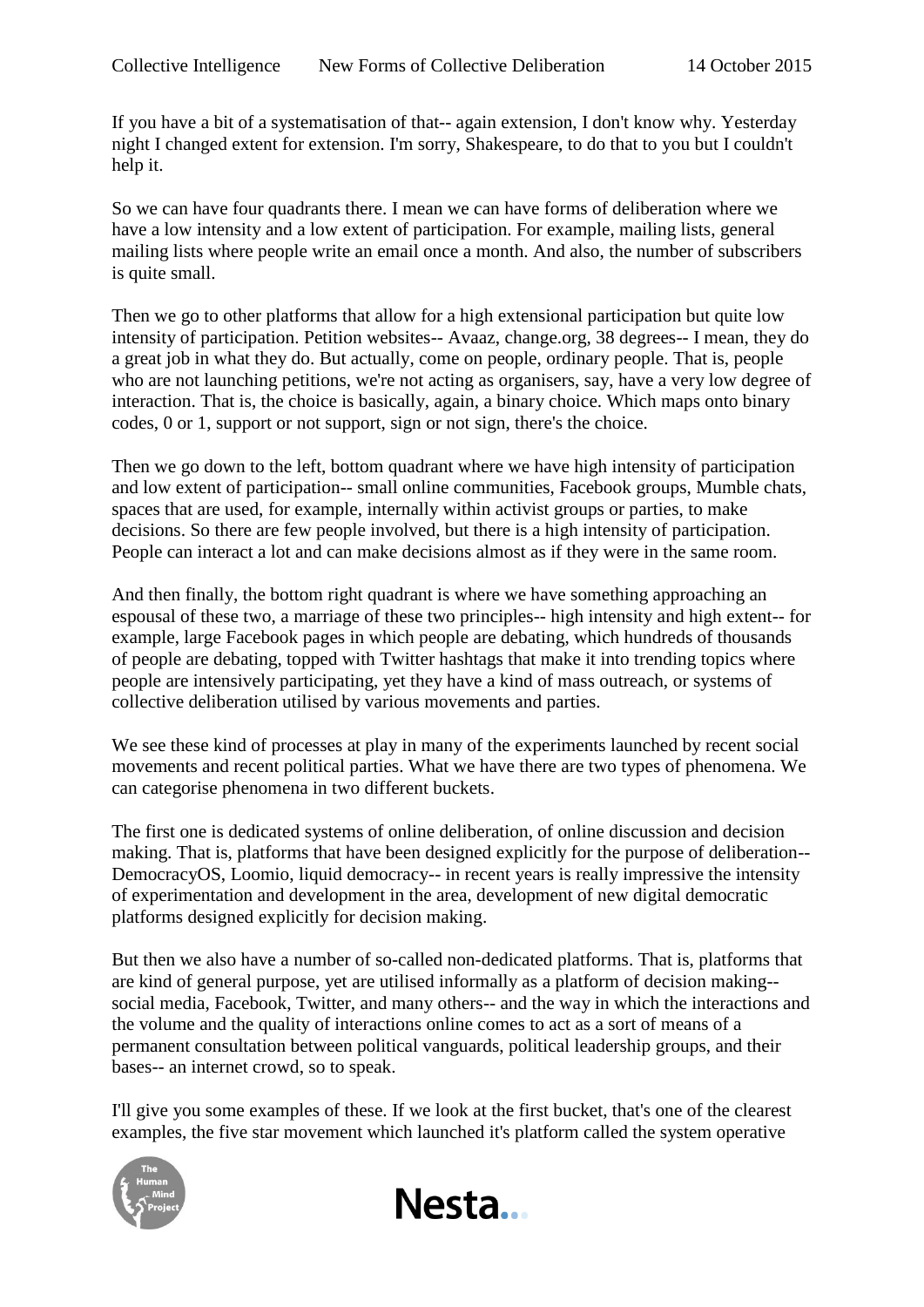If you have a bit of a systematisation of that-- again extension, I don't know why. Yesterday night I changed extent for extension. I'm sorry, Shakespeare, to do that to you but I couldn't help it.

So we can have four quadrants there. I mean we can have forms of deliberation where we have a low intensity and a low extent of participation. For example, mailing lists, general mailing lists where people write an email once a month. And also, the number of subscribers is quite small.

Then we go to other platforms that allow for a high extensional participation but quite low intensity of participation. Petition websites-- Avaaz, change.org, 38 degrees-- I mean, they do a great job in what they do. But actually, come on people, ordinary people. That is, people who are not launching petitions, we're not acting as organisers, say, have a very low degree of interaction. That is, the choice is basically, again, a binary choice. Which maps onto binary codes, 0 or 1, support or not support, sign or not sign, there's the choice.

Then we go down to the left, bottom quadrant where we have high intensity of participation and low extent of participation-- small online communities, Facebook groups, Mumble chats, spaces that are used, for example, internally within activist groups or parties, to make decisions. So there are few people involved, but there is a high intensity of participation. People can interact a lot and can make decisions almost as if they were in the same room.

And then finally, the bottom right quadrant is where we have something approaching an espousal of these two, a marriage of these two principles-- high intensity and high extent-- for example, large Facebook pages in which people are debating, which hundreds of thousands of people are debating, topped with Twitter hashtags that make it into trending topics where people are intensively participating, yet they have a kind of mass outreach, or systems of collective deliberation utilised by various movements and parties.

We see these kind of processes at play in many of the experiments launched by recent social movements and recent political parties. What we have there are two types of phenomena. We can categorise phenomena in two different buckets.

The first one is dedicated systems of online deliberation, of online discussion and decision making. That is, platforms that have been designed explicitly for the purpose of deliberation-- DemocracyOS, Loomio, liquid democracy-- in recent years is really impressive the intensity of experimentation and development in the area, development of new digital democratic platforms designed explicitly for decision making.

But then we also have a number of so-called non-dedicated platforms. That is, platforms that are kind of general purpose, yet are utilised informally as a platform of decision making-- social media, Facebook, Twitter, and many others-- and the way in which the interactions and the volume and the quality of interactions online comes to act as a sort of means of a permanent consultation between political vanguards, political leadership groups, and their bases-- an internet crowd, so to speak.

I'll give you some examples of these. If we look at the first bucket, that's one of the clearest examples, the five star movement which launched it's platform called the system operative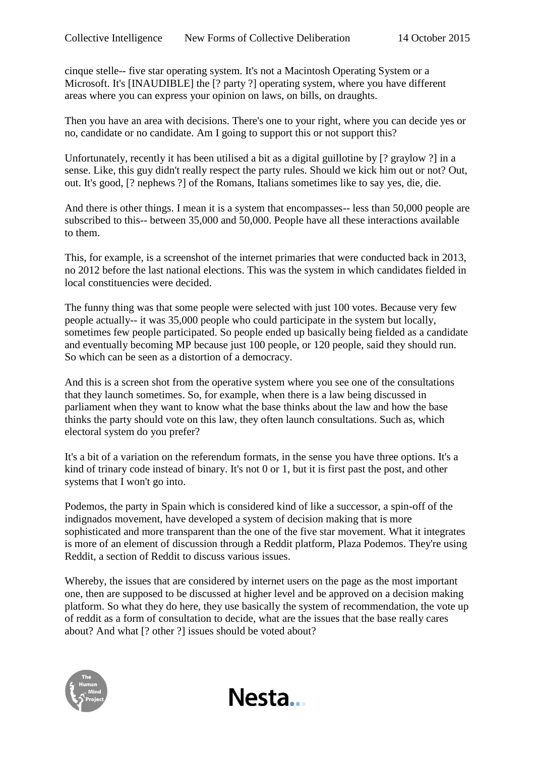cinque stelle-- five star operating system. It's not a Macintosh Operating System or a Microsoft. It's [INAUDIBLE] the [? party ?] operating system, where you have different areas where you can express your opinion on laws, on bills, on draughts.

Then you have an area with decisions. There's one to your right, where you can decide yes or no, candidate or no candidate. Am I going to support this or not support this?

Unfortunately, recently it has been utilised a bit as a digital guillotine by [? graylow ?] in a sense. Like, this guy didn't really respect the party rules. Should we kick him out or not? Out, out. It's good, [? nephews ?] of the Romans, Italians sometimes like to say yes, die, die.

And there is other things. I mean it is a system that encompasses-- less than 50,000 people are subscribed to this-- between 35,000 and 50,000. People have all these interactions available to them.

This, for example, is a screenshot of the internet primaries that were conducted back in 2013, no 2012 before the last national elections. This was the system in which candidates fielded in local constituencies were decided.

The funny thing was that some people were selected with just 100 votes. Because very few people actually-- it was 35,000 people who could participate in the system but locally, sometimes few people participated. So people ended up basically being fielded as a candidate and eventually becoming MP because just 100 people, or 120 people, said they should run. So which can be seen as a distortion of a democracy.

And this is a screen shot from the operative system where you see one of the consultations that they launch sometimes. So, for example, when there is a law being discussed in parliament when they want to know what the base thinks about the law and how the base thinks the party should vote on this law, they often launch consultations. Such as, which electoral system do you prefer?

It's a bit of a variation on the referendum formats, in the sense you have three options. It's a kind of trinary code instead of binary. It's not 0 or 1, but it is first past the post, and other systems that I won't go into.

Podemos, the party in Spain which is considered kind of like a successor, a spin-off of the indignados movement, have developed a system of decision making that is more sophisticated and more transparent than the one of the five star movement. What it integrates is more of an element of discussion through a Reddit platform, Plaza Podemos. They're using Reddit, a section of Reddit to discuss various issues.

Whereby, the issues that are considered by internet users on the page as the most important one, then are supposed to be discussed at higher level and be approved on a decision making platform. So what they do here, they use basically the system of recommendation, the vote up of reddit as a form of consultation to decide, what are the issues that the base really cares about? And what [? other ?] issues should be voted about?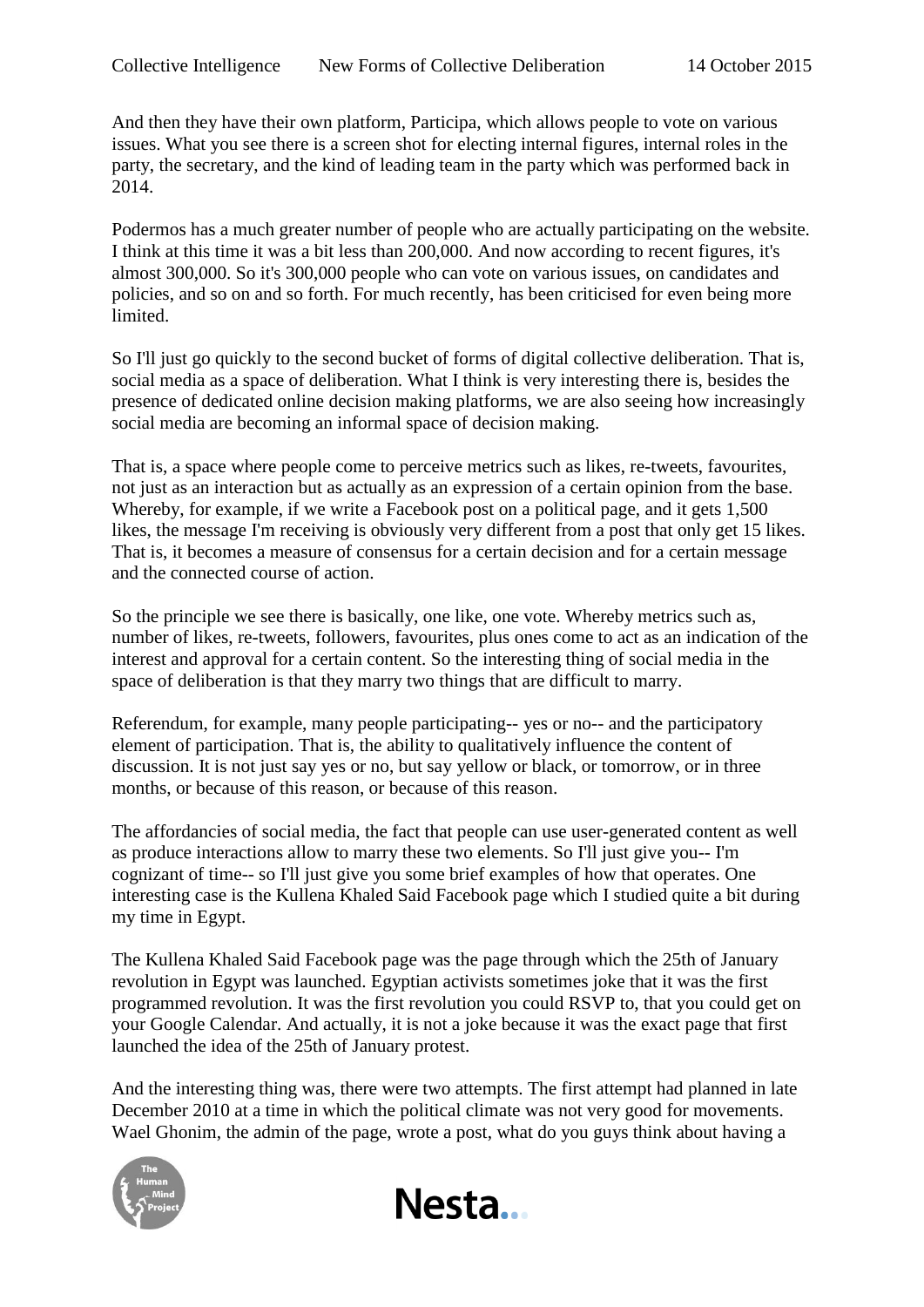And then they have their own platform, Participa, which allows people to vote on various issues. What you see there is a screen shot for electing internal figures, internal roles in the party, the secretary, and the kind of leading team in the party which was performed back in 2014.

Podermos has a much greater number of people who are actually participating on the website. I think at this time it was a bit less than 200,000. And now according to recent figures, it's almost 300,000. So it's 300,000 people who can vote on various issues, on candidates and policies, and so on and so forth. For much recently, has been criticised for even being more limited.

So I'll just go quickly to the second bucket of forms of digital collective deliberation. That is, social media as a space of deliberation. What I think is very interesting there is, besides the presence of dedicated online decision making platforms, we are also seeing how increasingly social media are becoming an informal space of decision making.

That is, a space where people come to perceive metrics such as likes, re-tweets, favourites, not just as an interaction but as actually as an expression of a certain opinion from the base. Whereby, for example, if we write a Facebook post on a political page, and it gets 1,500 likes, the message I'm receiving is obviously very different from a post that only get 15 likes. That is, it becomes a measure of consensus for a certain decision and for a certain message and the connected course of action.

So the principle we see there is basically, one like, one vote. Whereby metrics such as, number of likes, re-tweets, followers, favourites, plus ones come to act as an indication of the interest and approval for a certain content. So the interesting thing of social media in the space of deliberation is that they marry two things that are difficult to marry.

Referendum, for example, many people participating-- yes or no-- and the participatory element of participation. That is, the ability to qualitatively influence the content of discussion. It is not just say yes or no, but say yellow or black, or tomorrow, or in three months, or because of this reason, or because of this reason.

The affordancies of social media, the fact that people can use user-generated content as well as produce interactions allow to marry these two elements. So I'll just give you-- I'm cognizant of time-- so I'll just give you some brief examples of how that operates. One interesting case is the Kullena Khaled Said Facebook page which I studied quite a bit during my time in Egypt.

The Kullena Khaled Said Facebook page was the page through which the 25th of January revolution in Egypt was launched. Egyptian activists sometimes joke that it was the first programmed revolution. It was the first revolution you could RSVP to, that you could get on your Google Calendar. And actually, it is not a joke because it was the exact page that first launched the idea of the 25th of January protest.

And the interesting thing was, there were two attempts. The first attempt had planned in late December 2010 at a time in which the political climate was not very good for movements. Wael Ghonim, the admin of the page, wrote a post, what do you guys think about having a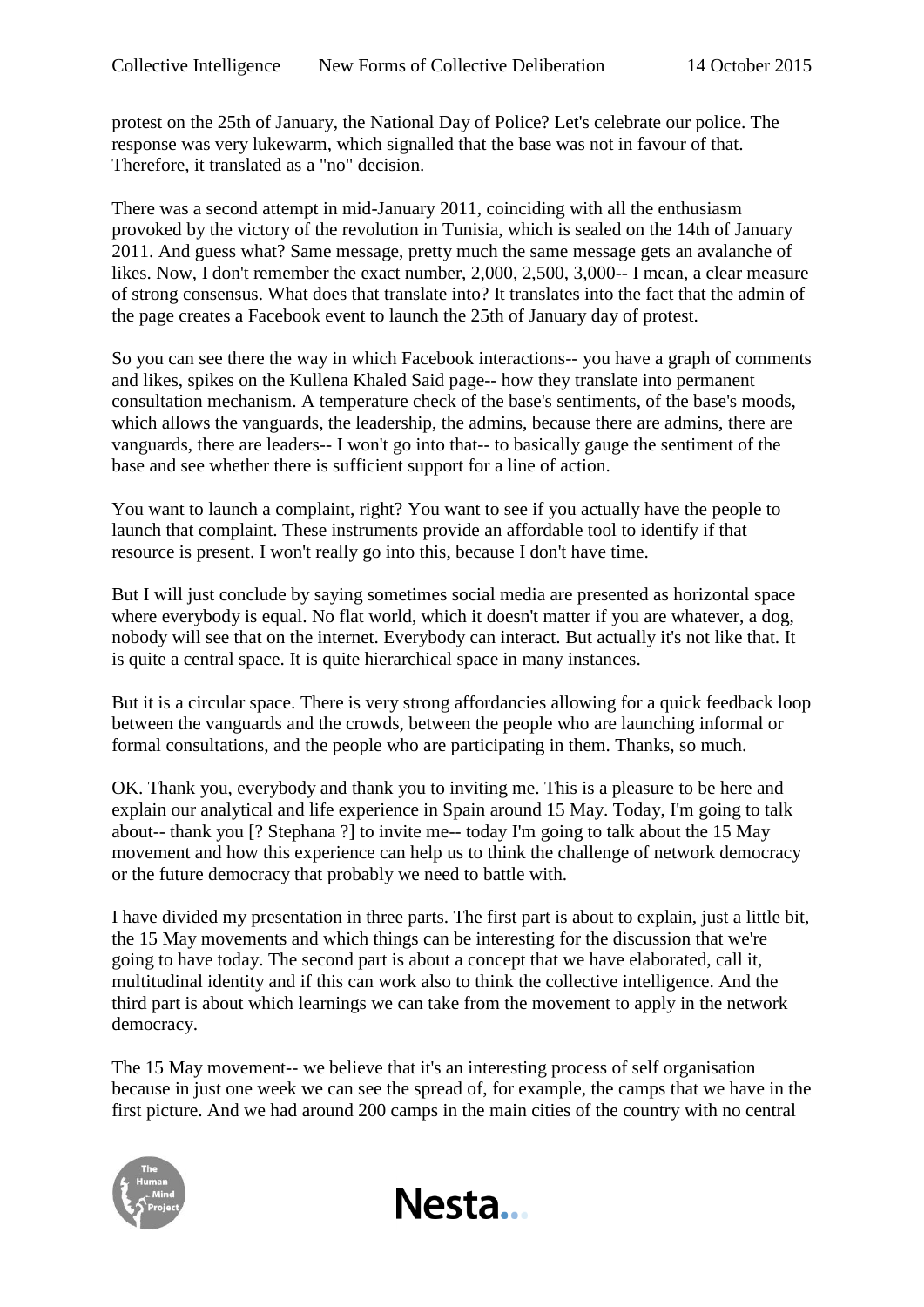protest on the 25th of January, the National Day of Police? Let's celebrate our police. The response was very lukewarm, which signalled that the base was not in favour of that. Therefore, it translated as a "no" decision.

There was a second attempt in mid-January 2011, coinciding with all the enthusiasm provoked by the victory of the revolution in Tunisia, which is sealed on the 14th of January 2011. And guess what? Same message, pretty much the same message gets an avalanche of likes. Now, I don't remember the exact number, 2,000, 2,500, 3,000-- I mean, a clear measure of strong consensus. What does that translate into? It translates into the fact that the admin of the page creates a Facebook event to launch the 25th of January day of protest.

So you can see there the way in which Facebook interactions-- you have a graph of comments and likes, spikes on the Kullena Khaled Said page-- how they translate into permanent consultation mechanism. A temperature check of the base's sentiments, of the base's moods, which allows the vanguards, the leadership, the admins, because there are admins, there are vanguards, there are leaders-- I won't go into that-- to basically gauge the sentiment of the base and see whether there is sufficient support for a line of action.

You want to launch a complaint, right? You want to see if you actually have the people to launch that complaint. These instruments provide an affordable tool to identify if that resource is present. I won't really go into this, because I don't have time.

But I will just conclude by saying sometimes social media are presented as horizontal space where everybody is equal. No flat world, which it doesn't matter if you are whatever, a dog, nobody will see that on the internet. Everybody can interact. But actually it's not like that. It is quite a central space. It is quite hierarchical space in many instances.

But it is a circular space. There is very strong affordancies allowing for a quick feedback loop between the vanguards and the crowds, between the people who are launching informal or formal consultations, and the people who are participating in them. Thanks, so much.

OK. Thank you, everybody and thank you to inviting me. This is a pleasure to be here and explain our analytical and life experience in Spain around 15 May. Today, I'm going to talk about-- thank you [? Stephana ?] to invite me-- today I'm going to talk about the 15 May movement and how this experience can help us to think the challenge of network democracy or the future democracy that probably we need to battle with.

I have divided my presentation in three parts. The first part is about to explain, just a little bit, the 15 May movements and which things can be interesting for the discussion that we're going to have today. The second part is about a concept that we have elaborated, call it, multitudinal identity and if this can work also to think the collective intelligence. And the third part is about which learnings we can take from the movement to apply in the network democracy.

The 15 May movement-- we believe that it's an interesting process of self organisation because in just one week we can see the spread of, for example, the camps that we have in the first picture. And we had around 200 camps in the main cities of the country with no central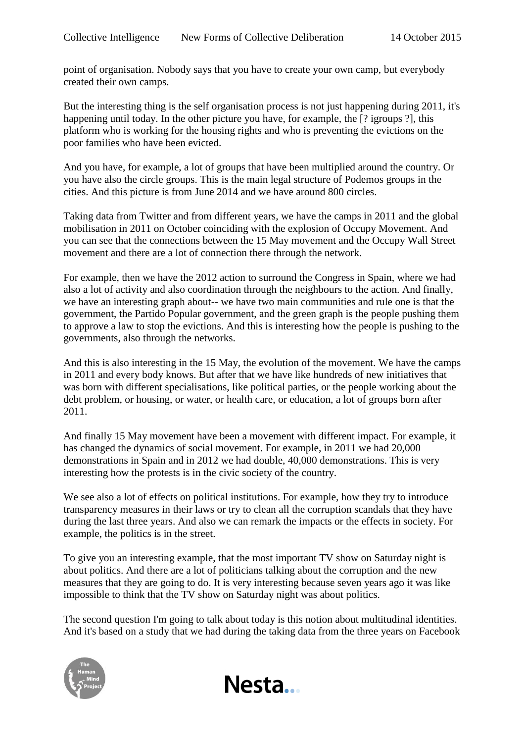point of organisation. Nobody says that you have to create your own camp, but everybody created their own camps.

But the interesting thing is the self organisation process is not just happening during 2011, it's happening until today. In the other picture you have, for example, the [? igroups ?], this platform who is working for the housing rights and who is preventing the evictions on the poor families who have been evicted.

And you have, for example, a lot of groups that have been multiplied around the country. Or you have also the circle groups. This is the main legal structure of Podemos groups in the cities. And this picture is from June 2014 and we have around 800 circles.

Taking data from Twitter and from different years, we have the camps in 2011 and the global mobilisation in 2011 on October coinciding with the explosion of Occupy Movement. And you can see that the connections between the 15 May movement and the Occupy Wall Street movement and there are a lot of connection there through the network.

For example, then we have the 2012 action to surround the Congress in Spain, where we had also a lot of activity and also coordination through the neighbours to the action. And finally, we have an interesting graph about-- we have two main communities and rule one is that the government, the Partido Popular government, and the green graph is the people pushing them to approve a law to stop the evictions. And this is interesting how the people is pushing to the governments, also through the networks.

And this is also interesting in the 15 May, the evolution of the movement. We have the camps in 2011 and every body knows. But after that we have like hundreds of new initiatives that was born with different specialisations, like political parties, or the people working about the debt problem, or housing, or water, or health care, or education, a lot of groups born after 2011.

And finally 15 May movement have been a movement with different impact. For example, it has changed the dynamics of social movement. For example, in 2011 we had 20,000 demonstrations in Spain and in 2012 we had double, 40,000 demonstrations. This is very interesting how the protests is in the civic society of the country.

We see also a lot of effects on political institutions. For example, how they try to introduce transparency measures in their laws or try to clean all the corruption scandals that they have during the last three years. And also we can remark the impacts or the effects in society. For example, the politics is in the street.

To give you an interesting example, that the most important TV show on Saturday night is about politics. And there are a lot of politicians talking about the corruption and the new measures that they are going to do. It is very interesting because seven years ago it was like impossible to think that the TV show on Saturday night was about politics.

The second question I'm going to talk about today is this notion about multitudinal identities. And it's based on a study that we had during the taking data from the three years on Facebook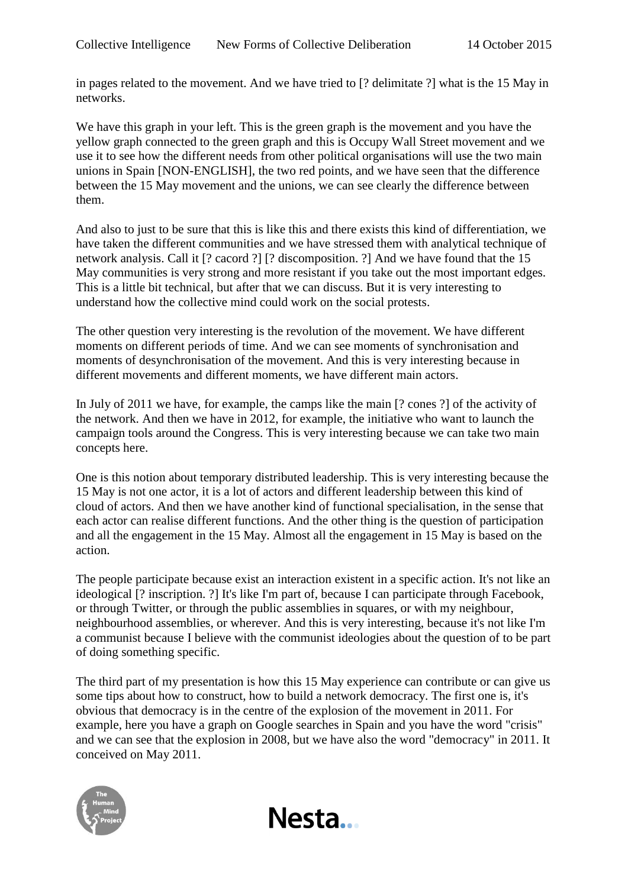in pages related to the movement. And we have tried to [? delimitate ?] what is the 15 May in networks.

We have this graph in your left. This is the green graph is the movement and you have the yellow graph connected to the green graph and this is Occupy Wall Street movement and we use it to see how the different needs from other political organisations will use the two main unions in Spain [NON-ENGLISH], the two red points, and we have seen that the difference between the 15 May movement and the unions, we can see clearly the difference between them.

And also to just to be sure that this is like this and there exists this kind of differentiation, we have taken the different communities and we have stressed them with analytical technique of network analysis. Call it [? cacord ?] [? discomposition. ?] And we have found that the 15 May communities is very strong and more resistant if you take out the most important edges. This is a little bit technical, but after that we can discuss. But it is very interesting to understand how the collective mind could work on the social protests.

The other question very interesting is the revolution of the movement. We have different moments on different periods of time. And we can see moments of synchronisation and moments of desynchronisation of the movement. And this is very interesting because in different movements and different moments, we have different main actors.

In July of 2011 we have, for example, the camps like the main [? cones ?] of the activity of the network. And then we have in 2012, for example, the initiative who want to launch the campaign tools around the Congress. This is very interesting because we can take two main concepts here.

One is this notion about temporary distributed leadership. This is very interesting because the 15 May is not one actor, it is a lot of actors and different leadership between this kind of cloud of actors. And then we have another kind of functional specialisation, in the sense that each actor can realise different functions. And the other thing is the question of participation and all the engagement in the 15 May. Almost all the engagement in 15 May is based on the action.

The people participate because exist an interaction existent in a specific action. It's not like an ideological [? inscription. ?] It's like I'm part of, because I can participate through Facebook, or through Twitter, or through the public assemblies in squares, or with my neighbour, neighbourhood assemblies, or wherever. And this is very interesting, because it's not like I'm a communist because I believe with the communist ideologies about the question of to be part of doing something specific.

The third part of my presentation is how this 15 May experience can contribute or can give us some tips about how to construct, how to build a network democracy. The first one is, it's obvious that democracy is in the centre of the explosion of the movement in 2011. For example, here you have a graph on Google searches in Spain and you have the word "crisis" and we can see that the explosion in 2008, but we have also the word "democracy" in 2011. It conceived on May 2011.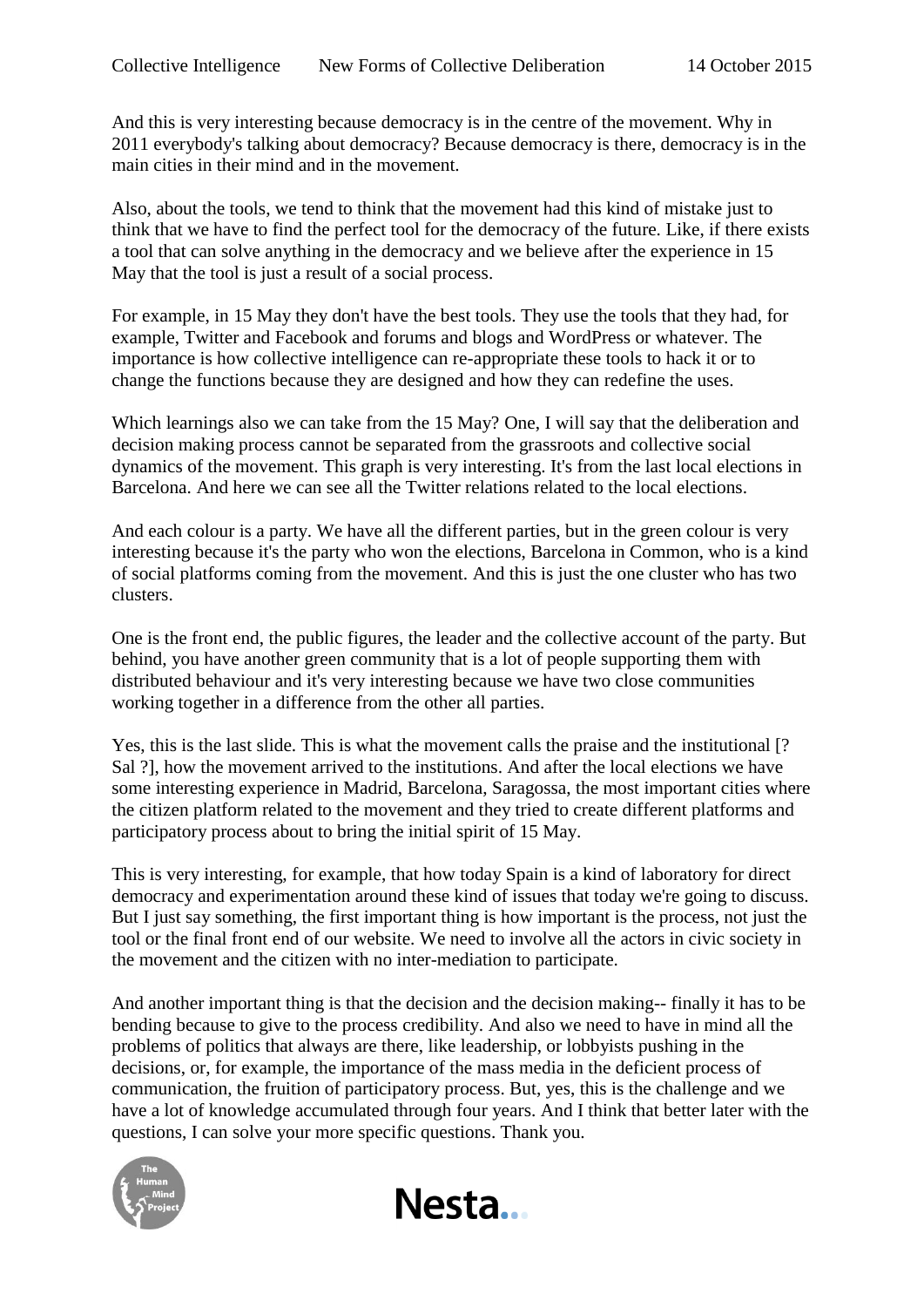And this is very interesting because democracy is in the centre of the movement. Why in 2011 everybody's talking about democracy? Because democracy is there, democracy is in the main cities in their mind and in the movement.

Also, about the tools, we tend to think that the movement had this kind of mistake just to think that we have to find the perfect tool for the democracy of the future. Like, if there exists a tool that can solve anything in the democracy and we believe after the experience in 15 May that the tool is just a result of a social process.

For example, in 15 May they don't have the best tools. They use the tools that they had, for example, Twitter and Facebook and forums and blogs and WordPress or whatever. The importance is how collective intelligence can re-appropriate these tools to hack it or to change the functions because they are designed and how they can redefine the uses.

Which learnings also we can take from the 15 May? One, I will say that the deliberation and decision making process cannot be separated from the grassroots and collective social dynamics of the movement. This graph is very interesting. It's from the last local elections in Barcelona. And here we can see all the Twitter relations related to the local elections.

And each colour is a party. We have all the different parties, but in the green colour is very interesting because it's the party who won the elections, Barcelona in Common, who is a kind of social platforms coming from the movement. And this is just the one cluster who has two clusters.

One is the front end, the public figures, the leader and the collective account of the party. But behind, you have another green community that is a lot of people supporting them with distributed behaviour and it's very interesting because we have two close communities working together in a difference from the other all parties.

Yes, this is the last slide. This is what the movement calls the praise and the institutional [? Sal ?], how the movement arrived to the institutions. And after the local elections we have some interesting experience in Madrid, Barcelona, Saragossa, the most important cities where the citizen platform related to the movement and they tried to create different platforms and participatory process about to bring the initial spirit of 15 May.

This is very interesting, for example, that how today Spain is a kind of laboratory for direct democracy and experimentation around these kind of issues that today we're going to discuss. But I just say something, the first important thing is how important is the process, not just the tool or the final front end of our website. We need to involve all the actors in civic society in the movement and the citizen with no inter-mediation to participate.

And another important thing is that the decision and the decision making-- finally it has to be bending because to give to the process credibility. And also we need to have in mind all the problems of politics that always are there, like leadership, or lobbyists pushing in the decisions, or, for example, the importance of the mass media in the deficient process of communication, the fruition of participatory process. But, yes, this is the challenge and we have a lot of knowledge accumulated through four years. And I think that better later with the questions, I can solve your more specific questions. Thank you.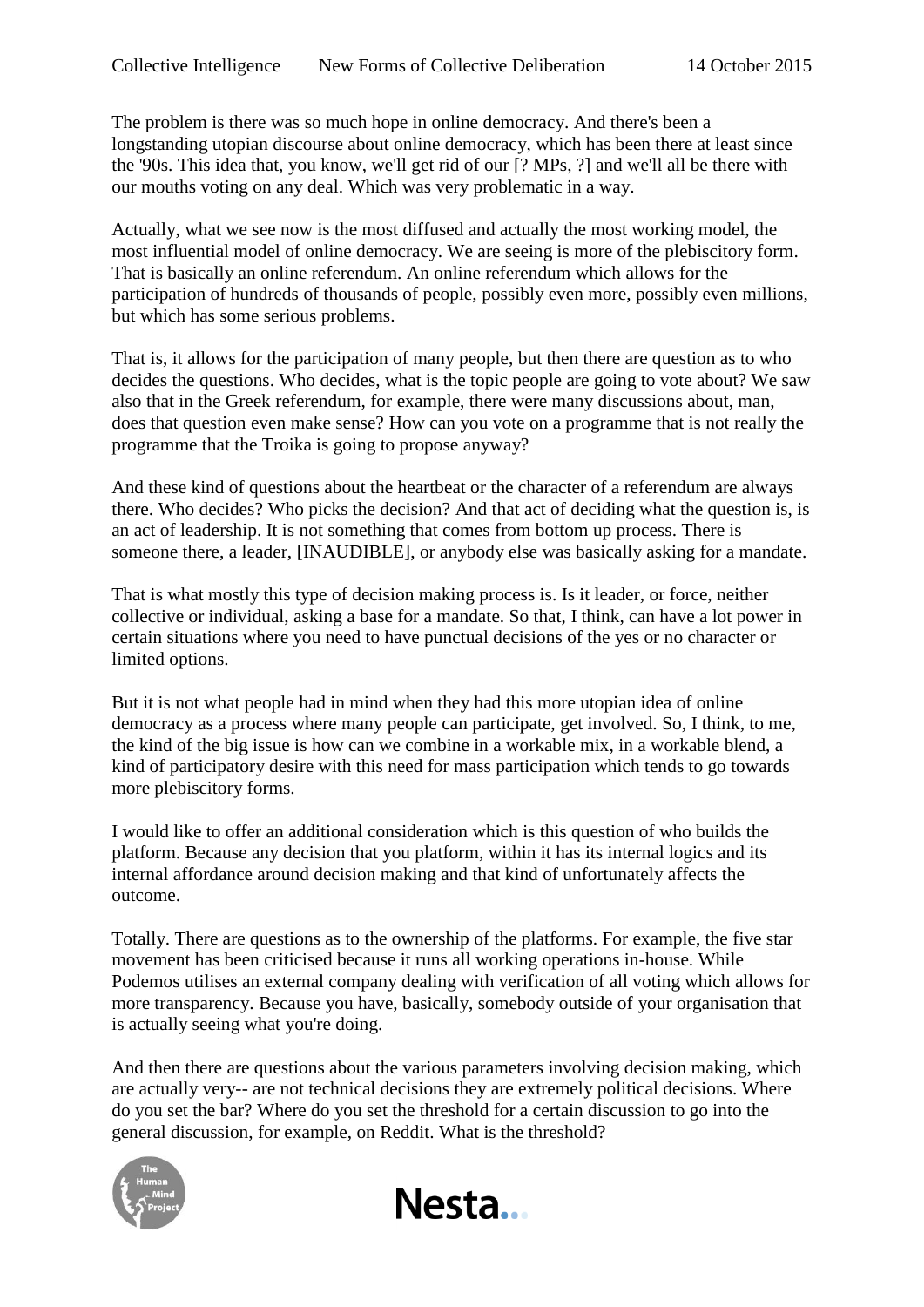The problem is there was so much hope in online democracy. And there's been a longstanding utopian discourse about online democracy, which has been there at least since the '90s. This idea that, you know, we'll get rid of our [? MPs, ?] and we'll all be there with our mouths voting on any deal. Which was very problematic in a way.

Actually, what we see now is the most diffused and actually the most working model, the most influential model of online democracy. We are seeing is more of the plebiscitory form. That is basically an online referendum. An online referendum which allows for the participation of hundreds of thousands of people, possibly even more, possibly even millions, but which has some serious problems.

That is, it allows for the participation of many people, but then there are question as to who decides the questions. Who decides, what is the topic people are going to vote about? We saw also that in the Greek referendum, for example, there were many discussions about, man, does that question even make sense? How can you vote on a programme that is not really the programme that the Troika is going to propose anyway?

And these kind of questions about the heartbeat or the character of a referendum are always there. Who decides? Who picks the decision? And that act of deciding what the question is, is an act of leadership. It is not something that comes from bottom up process. There is someone there, a leader, [INAUDIBLE], or anybody else was basically asking for a mandate.

That is what mostly this type of decision making process is. Is it leader, or force, neither collective or individual, asking a base for a mandate. So that, I think, can have a lot power in certain situations where you need to have punctual decisions of the yes or no character or limited options.

But it is not what people had in mind when they had this more utopian idea of online democracy as a process where many people can participate, get involved. So, I think, to me, the kind of the big issue is how can we combine in a workable mix, in a workable blend, a kind of participatory desire with this need for mass participation which tends to go towards more plebiscitory forms.

I would like to offer an additional consideration which is this question of who builds the platform. Because any decision that you platform, within it has its internal logics and its internal affordance around decision making and that kind of unfortunately affects the outcome.

Totally. There are questions as to the ownership of the platforms. For example, the five star movement has been criticised because it runs all working operations in-house. While Podemos utilises an external company dealing with verification of all voting which allows for more transparency. Because you have, basically, somebody outside of your organisation that is actually seeing what you're doing.

And then there are questions about the various parameters involving decision making, which are actually very-- are not technical decisions they are extremely political decisions. Where do you set the bar? Where do you set the threshold for a certain discussion to go into the general discussion, for example, on Reddit. What is the threshold?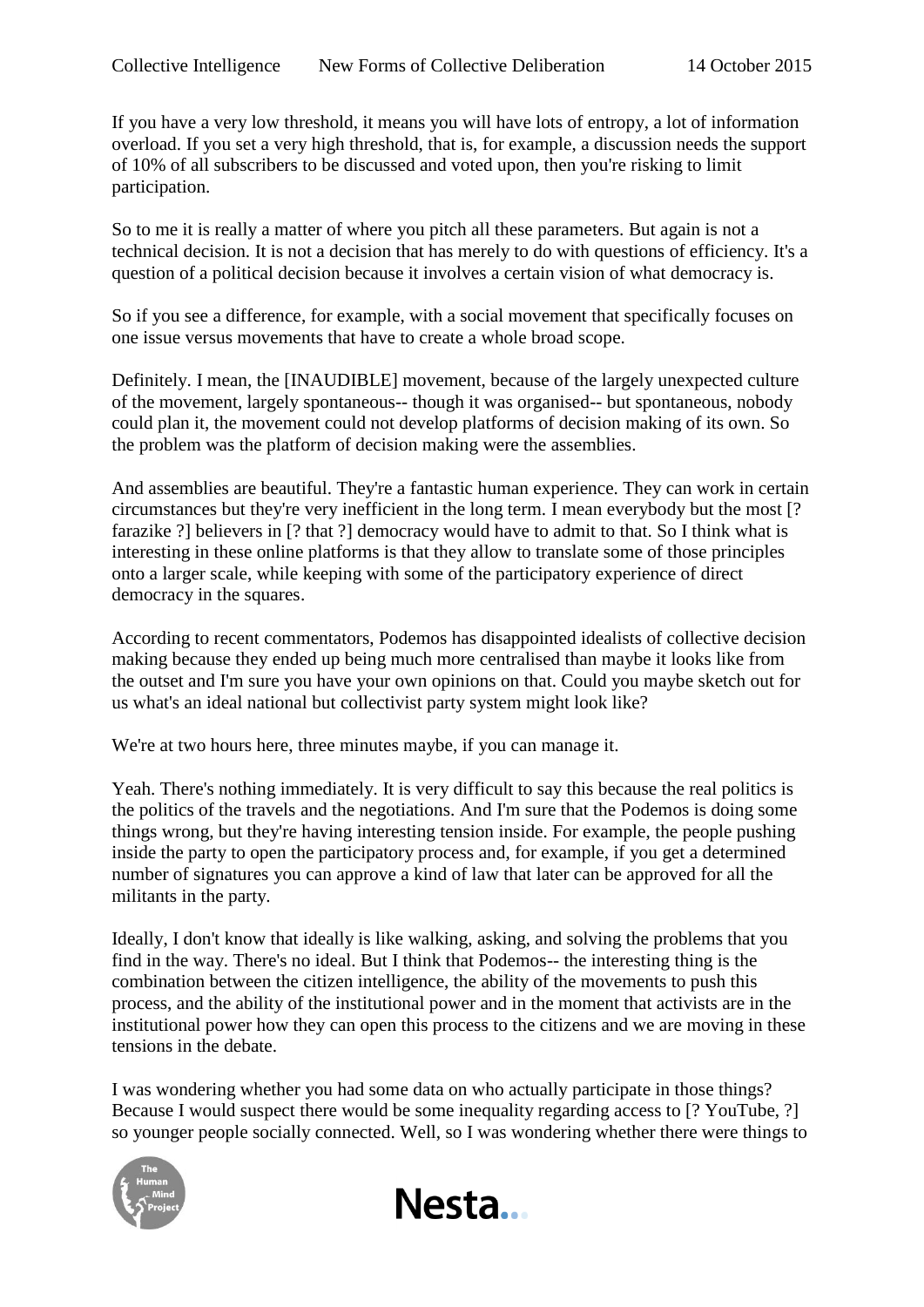If you have a very low threshold, it means you will have lots of entropy, a lot of information overload. If you set a very high threshold, that is, for example, a discussion needs the support of 10% of all subscribers to be discussed and voted upon, then you're risking to limit participation.

So to me it is really a matter of where you pitch all these parameters. But again is not a technical decision. It is not a decision that has merely to do with questions of efficiency. It's a question of a political decision because it involves a certain vision of what democracy is.

So if you see a difference, for example, with a social movement that specifically focuses on one issue versus movements that have to create a whole broad scope.

Definitely. I mean, the [INAUDIBLE] movement, because of the largely unexpected culture of the movement, largely spontaneous-- though it was organised-- but spontaneous, nobody could plan it, the movement could not develop platforms of decision making of its own. So the problem was the platform of decision making were the assemblies.

And assemblies are beautiful. They're a fantastic human experience. They can work in certain circumstances but they're very inefficient in the long term. I mean everybody but the most [? farazike ?] believers in [? that ?] democracy would have to admit to that. So I think what is interesting in these online platforms is that they allow to translate some of those principles onto a larger scale, while keeping with some of the participatory experience of direct democracy in the squares.

According to recent commentators, Podemos has disappointed idealists of collective decision making because they ended up being much more centralised than maybe it looks like from the outset and I'm sure you have your own opinions on that. Could you maybe sketch out for us what's an ideal national but collectivist party system might look like?

We're at two hours here, three minutes maybe, if you can manage it.

Yeah. There's nothing immediately. It is very difficult to say this because the real politics is the politics of the travels and the negotiations. And I'm sure that the Podemos is doing some things wrong, but they're having interesting tension inside. For example, the people pushing inside the party to open the participatory process and, for example, if you get a determined number of signatures you can approve a kind of law that later can be approved for all the militants in the party.

Ideally, I don't know that ideally is like walking, asking, and solving the problems that you find in the way. There's no ideal. But I think that Podemos-- the interesting thing is the combination between the citizen intelligence, the ability of the movements to push this process, and the ability of the institutional power and in the moment that activists are in the institutional power how they can open this process to the citizens and we are moving in these tensions in the debate.

I was wondering whether you had some data on who actually participate in those things? Because I would suspect there would be some inequality regarding access to [? YouTube, ?] so younger people socially connected. Well, so I was wondering whether there were things to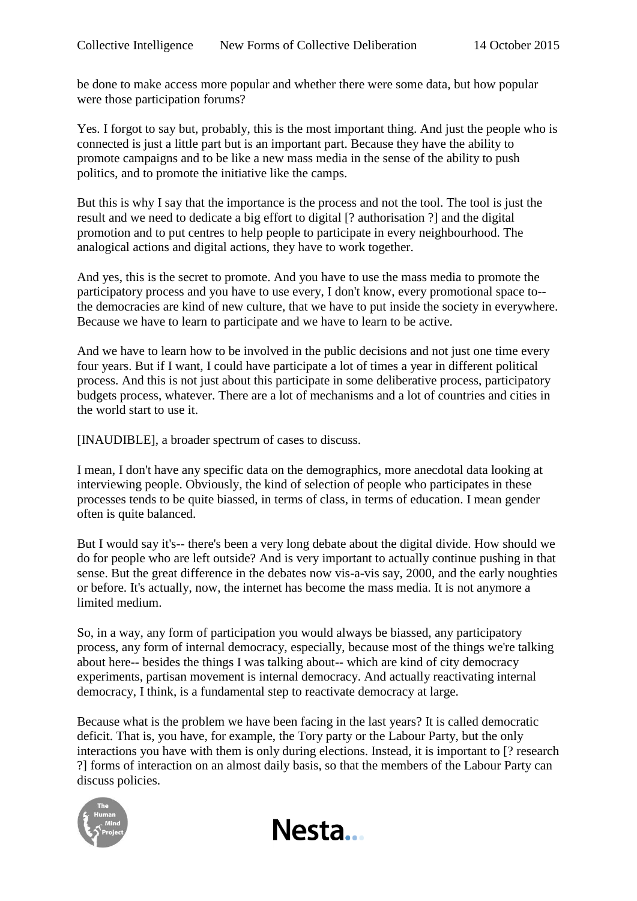be done to make access more popular and whether there were some data, but how popular were those participation forums?

Yes. I forgot to say but, probably, this is the most important thing. And just the people who is connected is just a little part but is an important part. Because they have the ability to promote campaigns and to be like a new mass media in the sense of the ability to push politics, and to promote the initiative like the camps.

But this is why I say that the importance is the process and not the tool. The tool is just the result and we need to dedicate a big effort to digital [? authorisation ?] and the digital promotion and to put centres to help people to participate in every neighbourhood. The analogical actions and digital actions, they have to work together.

And yes, this is the secret to promote. And you have to use the mass media to promote the participatory process and you have to use every, I don't know, every promotional space to-- the democracies are kind of new culture, that we have to put inside the society in everywhere. Because we have to learn to participate and we have to learn to be active.

And we have to learn how to be involved in the public decisions and not just one time every four years. But if I want, I could have participate a lot of times a year in different political process. And this is not just about this participate in some deliberative process, participatory budgets process, whatever. There are a lot of mechanisms and a lot of countries and cities in the world start to use it.

[INAUDIBLE], a broader spectrum of cases to discuss.

I mean, I don't have any specific data on the demographics, more anecdotal data looking at interviewing people. Obviously, the kind of selection of people who participates in these processes tends to be quite biassed, in terms of class, in terms of education. I mean gender often is quite balanced.

But I would say it's-- there's been a very long debate about the digital divide. How should we do for people who are left outside? And is very important to actually continue pushing in that sense. But the great difference in the debates now vis-a-vis say, 2000, and the early noughties or before. It's actually, now, the internet has become the mass media. It is not anymore a limited medium.

So, in a way, any form of participation you would always be biassed, any participatory process, any form of internal democracy, especially, because most of the things we're talking about here-- besides the things I was talking about-- which are kind of city democracy experiments, partisan movement is internal democracy. And actually reactivating internal democracy, I think, is a fundamental step to reactivate democracy at large.

Because what is the problem we have been facing in the last years? It is called democratic deficit. That is, you have, for example, the Tory party or the Labour Party, but the only interactions you have with them is only during elections. Instead, it is important to [? research ?] forms of interaction on an almost daily basis, so that the members of the Labour Party can discuss policies.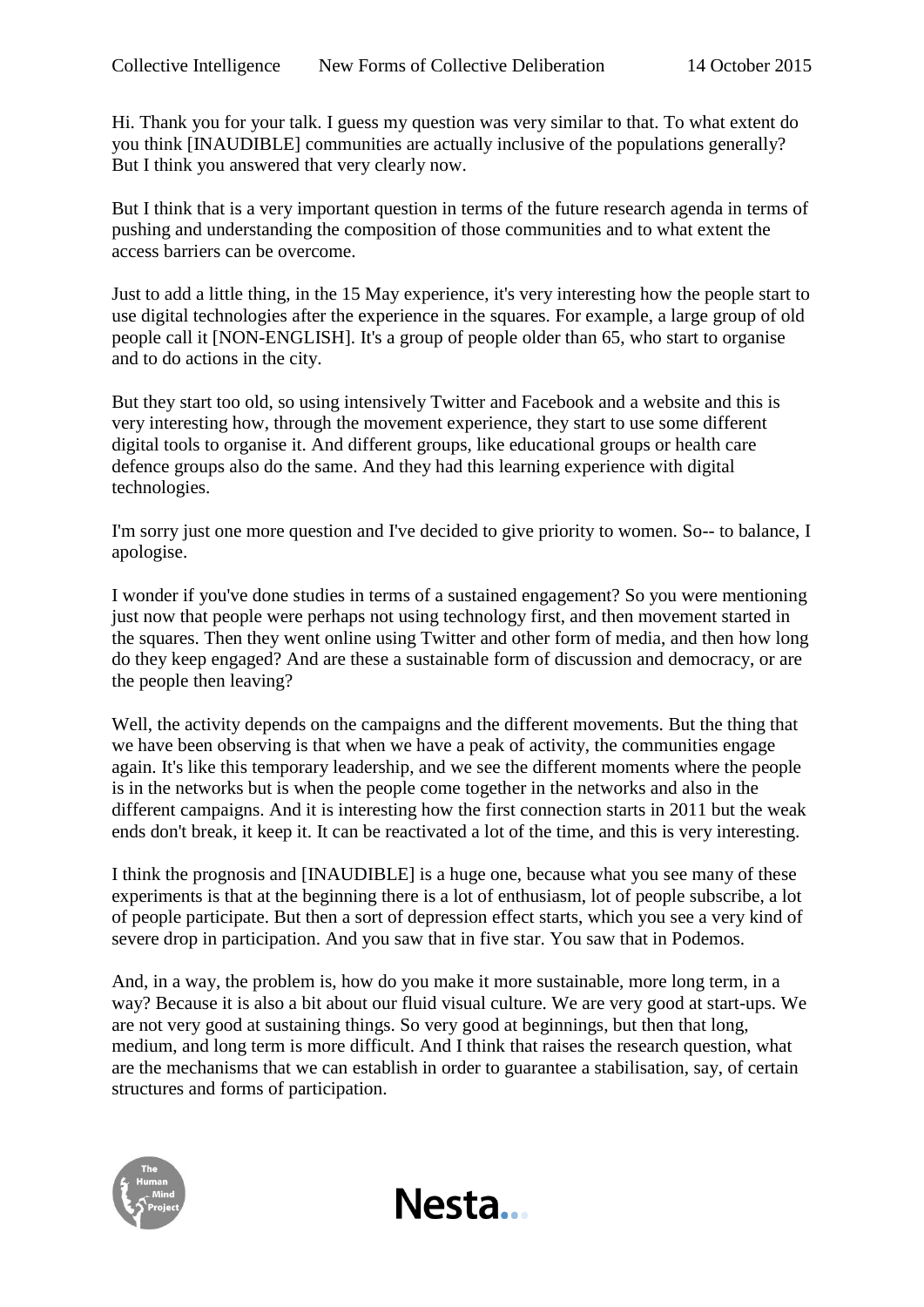Hi. Thank you for your talk. I guess my question was very similar to that. To what extent do you think [INAUDIBLE] communities are actually inclusive of the populations generally? But I think you answered that very clearly now.

But I think that is a very important question in terms of the future research agenda in terms of pushing and understanding the composition of those communities and to what extent the access barriers can be overcome.

Just to add a little thing, in the 15 May experience, it's very interesting how the people start to use digital technologies after the experience in the squares. For example, a large group of old people call it [NON-ENGLISH]. It's a group of people older than 65, who start to organise and to do actions in the city.

But they start too old, so using intensively Twitter and Facebook and a website and this is very interesting how, through the movement experience, they start to use some different digital tools to organise it. And different groups, like educational groups or health care defence groups also do the same. And they had this learning experience with digital technologies.

I'm sorry just one more question and I've decided to give priority to women. So-- to balance, I apologise.

I wonder if you've done studies in terms of a sustained engagement? So you were mentioning just now that people were perhaps not using technology first, and then movement started in the squares. Then they went online using Twitter and other form of media, and then how long do they keep engaged? And are these a sustainable form of discussion and democracy, or are the people then leaving?

Well, the activity depends on the campaigns and the different movements. But the thing that we have been observing is that when we have a peak of activity, the communities engage again. It's like this temporary leadership, and we see the different moments where the people is in the networks but is when the people come together in the networks and also in the different campaigns. And it is interesting how the first connection starts in 2011 but the weak ends don't break, it keep it. It can be reactivated a lot of the time, and this is very interesting.

I think the prognosis and [INAUDIBLE] is a huge one, because what you see many of these experiments is that at the beginning there is a lot of enthusiasm, lot of people subscribe, a lot of people participate. But then a sort of depression effect starts, which you see a very kind of severe drop in participation. And you saw that in five star. You saw that in Podemos.

And, in a way, the problem is, how do you make it more sustainable, more long term, in a way? Because it is also a bit about our fluid visual culture. We are very good at start-ups. We are not very good at sustaining things. So very good at beginnings, but then that long, medium, and long term is more difficult. And I think that raises the research question, what are the mechanisms that we can establish in order to guarantee a stabilisation, say, of certain structures and forms of participation.